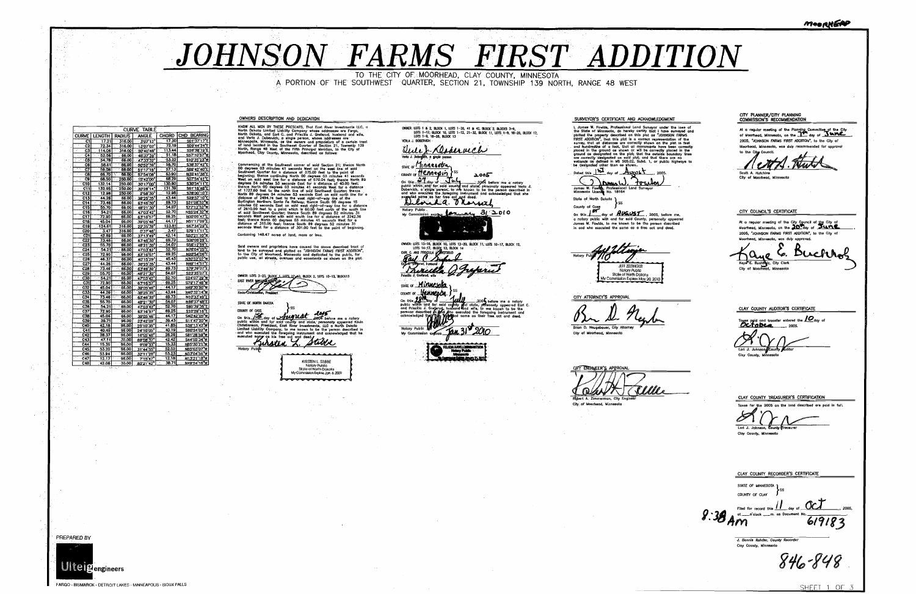MOORHEAD

# JOHNSON FARMS FIRST ADDITION

TO THE CITY OF MOORHEAD, CLAY COUNTY, MINNESOTA
A PORTION OF THE SOUTHWEST QUARTER, SECTION 21, TOWNSHIP 139 NORTH, RANGE 48 WEST

| CURVE TABLE | | | | | |
|---|---|---|---|---|---|
| CURVE | LENGTH | RADIUS | ANGLE | CHORD | CHD BEARING |
| C1 | 17.21 | 316.00 | 3°07'12" | 17.20 | S01°37'17"E |
| C2 | 72.34 | 316.00 | 13°07'02" | 72.19 | S09°44'24"E |
| C3 | 114.06 | 316.00 | 20°40'48" | 113.44 | S26°38'19"E |
| C4 | 52.56 | 66.00 | 45°37'35" | 51.18 | S57°10'37"W |
| C5 | 54.78 | 66.00 | 47°33'22" | 53.22 | S10°35'23"W |
| C6 | 58.61 | 66.00 | 50°52'36" | 56.70 | S38°37'42"E |
| C7 | 59.06 | 66.00 | 51°17'15" | 57.13 | S89°42'40"E |
| C8 | 65.70 | 66.00 | 57°54'09" | 63.60 | N35°41'38"E |
| C9 | 68.50 | 250.00 | 15°42'00" | 68.29 | S07°54'41"E |
| C10 | 132.14 | 250.00 | 30°17'00" | 130.60 | S30°54'11"E |
| C11 | 132.95 | 250.00 | 30°28'14" | 131.39 | S61°16'48"E |
| C12 | 12.98 | 250.00 | 2°58'30" | 12.98 | S78°00'10"E |
| C13 | 44.26 | 66.00 | 38°25'35" | 43.44 | S29°57'10"E |
| C14 | 73.46 | 66.00 | 63°46'30" | 69.73 | S21°08'53"W |
| C15 | 55.70 | 66.00 | 48°21'30" | 54.07 | S77°12'52"W |
| C16 | 54.21 | 66.00 | 47°03'42" | 52.70 | N55°24'32"W |
| C17 | 72.90 | 66.00 | 63°16'57" | 69.25 | N00°05'42"E |
| C18 | 45.04 | 66.00 | 39°05'46" | 44.17 | N51°17'09"E |
| C19 | 124.61 | 316.00 | 22°35'39" | 123.81 | S87°34'29"E |
| C20 | 3.47 | 316.00 | 0°37'46" | 3.47 | S79°11'11"E |
| C21 | 42.89 | 66.00 | 37°13'49" | 42.14 | S60°21'10"W |
| C22 | 73.46 | 66.00 | 63°46'30" | 69.73 | S09°09'39"E |
| C23 | 55.70 | 66.00 | 48°21'30" | 54.07 | S56°12'39"E |
| C24 | 54.21 | 66.00 | 47°03'42" | 52.70 | N76°04'25"E |
| C25 | 72.90 | 66.00 | 63°16'57" | 69.25 | N20°54'06"E |
| C26 | 46.37 | 66.00 | 40°15'29" | 45.43 | N30°52'07"W |
| C27 | 44.26 | 66.00 | 38°25'35" | 43.44 | N49°14'51"E |
| C28 | 73.46 | 66.00 | 63°46'30" | 69.73 | S79°39'07"E |
| C29 | 55.70 | 66.00 | 48°21'30" | 54.07 | S23°35'07"E |
| C30 | 54.21 | 66.00 | 47°03'42" | 52.70 | S24°07'29"W |
| C31 | 72.90 | 66.00 | 63°16'57" | 69.25 | S79°17'48"W |
| C32 | 45.04 | 66.00 | 39°05'46" | 44.17 | N49°30'50"W |
| C33 | 44.26 | 66.00 | 38°25'35" | 43.44 | N47°32'14"W |
| C34 | 73.46 | 66.00 | 63°46'30" | 69.73 | N10°33'49"E |
| C35 | 55.70 | 66.00 | 48°21'30" | 54.07 | N66°37'48"E |
| C36 | 54.21 | 66.00 | 47°03'42" | 52.70 | S65°39'35"E |
| C37 | 72.90 | 66.00 | 63°16'57" | 69.25 | S10°29'16"E |
| C38 | 45.04 | 66.00 | 39°05'46" | 44.17 | S40°42'05"W |
| C39 | 39.71 | 96.00 | 23°42'09" | 39.43 | S11°47'20"W |
| C40 | 42.18 | 96.00 | 25°10'35" | 41.85 | S36°13'42"W |
| C41 | 40.45 | 96.00 | 24°10'35" | 40.19 | S60°54'02"W |
| C42 | 28.37 | 96.00 | 16°55'48" | 28.26 | S81°28'59"W |
| C43 | 47.11 | 30.00 | 89°58'37" | 42.42 | S44°59'34"W |
| C44 | 15.35 | 96.00 | 9°09'33" | 15.33 | N85°30'21"W |
| C45 | 53.20 | 96.00 | 31°44'55" | 52.52 | N65°03'07"W |
| C46 | 53.94 | 96.00 | 32°11'28" | 53.23 | N33°04'58"W |
| C47 | 12.17 | 96.00 | 7°15'47" | 12.16 | N13°21'18"W |
| C48 | 42.08 | 30.00 | 80°21'42" | 38.71 | N49°54'16"W |

PREPARED BY

Ulteig engineers

FARGO - BISMARCK - DETROIT LAKES - MINNEAPOLIS - SIOUX FALLS

## OWNERS DESCRIPTION AND DEDICATION

KNOW ALL MEN BY THESE PRESENTS, That East River Investments LLC, a North Dakota Limited Liability Company whose addresses are Fargo, North Dakota, and Earl C. and Priscilla J. Greferud, husband and wife, and Verla J. Doberwich, a single person, whose addresses are Minneapolis, Minnesota, as the owners and proprietors of a certain tract of land located in the Southwest Quarter of Section 21, Township 139 North, Range 48 West of the Fifth Principal Meridian, to the City of Moorhead, Clay County, Minnesota, described as follows:

Commencing at the Southwest corner of said Section 21; thence North 00 degrees 03 minutes 41 seconds West on the west line of said Southwest Quarter for a distance of 375.00 feet to the point of beginning; thence continuing North 00 degrees 03 minutes 41 seconds West on said west line for a distance of 576.04 feet; thence North 89 degrees 54 minutes 53 seconds East for a distance of 40.00 feet; thence North 00 degrees 03 minutes 41 seconds West for a distance of 1727.60 feet to the north line of said Southwest Quarter; thence North 89 degrees 54 minutes 53 seconds East on said north line for a distance of 2494.74 feet to the west right-of-way line of the Burlington Northern Santa Fe Railway; thence South 00 degrees 15 minutes 02 seconds East on said west right-of-way line for a distance of 2610.90 feet to a point which is 60.00 feet north of the south line of said Southwest Quarter; thence South 89 degrees 52 minutes 31 seconds West parallel with said south line for a distance of 2242.36 feet; thence North 00 degrees 03 minutes 41 seconds West for a distance of 315.00 feet; thence South 89 degrees 52 minutes 31 seconds West for a distance of 301.00 feet to the point of beginning.

Containing 148.47 acres of land, more or less.

Said owners and proprietors have caused the above described tract of land to be surveyed and platted as "JOHNSON FARMS FIRST ADDITION", to the City of Moorhead, Minnesota and dedicated to the public, for public use, all streets, avenues and easements as shown on the plat.

OWNER: LOTS 3-23, BLOCK 1, LOTS 27-40, BLOCK 2, LOTS 10-13, BLOCK 13
EAST RIVER INVESTMENTS LLC

[signature]
Kevin Christianson, President

STATE OF NORTH DAKOTA }SS
COUNTY OF CASS

On this 1st day of August 2005 before me a notary public within and for said county and state, personally appeared Kevin Christianson, President, East River Investments, LLC a North Dakota Limited Liability Company, to me known to be the person described in and who executed the foregoing instrument and acknowledged that he executed same as his free act and deed.

[signature] Kirsten L. Stibbe
Notary Public

KIRSTEN L. STIBBE
Notary Public
State of North Dakota
My Commission Expires Jan. 6, 2007

OWNER: LOTS 1 & 2, BLOCK 1, LOTS 1-26, 41 & 42, BLOCK 2, BLOCKS 3-9, LOTS 1-12, BLOCK 10, LOTS 1-12, 21-32, BLOCK 11, LOTS 1-9, 18-26, BLOCK 12, LOTS 1-9, 18-26, BLOCK 13
VERLA J. DOBERWICH

[signature]
Verla J. Doberwich, a single person

STATE OF Minnesota }SS
COUNTY OF Hennepin 2005

On the 27 day of July 2005 before me a notary public within and for said county and state, personally appeared Verla J. Doberwich, a single person, to me known to be the person described in and who executed the foregoing instrument and acknowledged that she executed same as her free act and deed.

[signature]
Notary Public
My Commission expires January 31 2010

OWNER: LOTS 13-18, BLOCK 10, LOTS 13-20, BLOCK 11, LOTS 10-17, BLOCK 12, LOTS 14-17, BLOCK 13, BLOCK 14
EARL C. AND PRISCILLA J. GREFERUD

[signature]
Earl C. Greferud, husband
[signature]
Priscilla J. Greferud, wife

STATE OF Minnesota }SS
COUNTY OF Hennepin

On this 29th day of July 2005 before me a notary public within and for said county and state, personally appeared Earl C. and Priscilla J. Greferud, husband and wife, to me known to be the person described in and who executed the foregoing instrument and acknowledged that they executed same as their free act and deed.

Notary Public [signature]
My Commission expires Jan 31st 2010

## SURVEYOR'S CERTIFICATE AND ACKNOWLEDGMENT

I, James W. Fowlds, Professional Land Surveyor under the laws of the State of Minnesota, do hereby certify that I have surveyed and platted the property described on this plat as "JOHNSON FARMS FIRST ADDITION", that this plat is a correct representation of the survey, that all distances are correctly shown on the plat in feet and hundredths of a foot, that all monuments have been correctly placed in the ground as shown or will be correctly placed in the ground as designated on the plat; that the outside boundary lines are correctly designated on said plat; and that there are no wetlands as defined in MS 505.02, Subd. 1, or public highways to be designated other than as shown.

Dated this 1st day of August, 2005.

[signature]
James W. Fowlds, Professional Land Surveyor
Minnesota License No. 18164

State of North Dakota }SS
County of Cass

On this 1st day of AUGUST, 2005, before me, a notary public with and for said County, personally appeared James W. Fowlds, to me known to be the person described in and who executed the same as a free act and deed.

Notary Public [signature]

JEFF ZEITINGER
Notary Public
State of North Dakota
My Commission Expires May 28, 2010

## CITY ATTORNEY'S APPROVAL

[signature]
Brian D. Neugebauer, City Attorney
City of Moorhead, Minnesota

## CITY ENGINEER'S APPROVAL

[signature]
Robert A. Zimmerman, City Engineer
City of Moorhead, Minnesota

## CITY PLANNER/CITY PLANNING COMMISSION'S RECOMMENDATION

At a regular meeting of the Planning Committee of the City of Moorhead, Minnesota, on the 1st day of June, 2005, "JOHNSON FARMS FIRST ADDITION", to the City of Moorhead, Minnesota, was duly recommended for approval to the City Council.

[signature]
Scott A. Hutchins
City of Moorhead, Minnesota

## CITY COUNCIL'S CERTIFICATE

At a regular meeting of the City Council of the City of Moorhead, Minnesota, on the 20th day of June, 2005, "JOHNSON FARMS FIRST ADDITION", to the City of Moorhead, Minnesota, was duly approved.

[signature]
Kaye E. Buchholz, City Clerk
City of Moorhead, Minnesota

## CLAY COUNTY AUDITOR'S CERTIFICATE

Taxes paid and transfer entered the 10 day of October, 2005.

[signature]
Lori J. Johnson, County Auditor
Clay County, Minnesota

## CLAY COUNTY TREASURER'S CERTIFICATION

Taxes for the 2005 on the land described are paid in full.

[signature]
Lori J. Johnson, County Treasurer
Clay County, Minnesota

## CLAY COUNTY RECORDER'S CERTIFICATE

STATE OF MINNESOTA }SS
COUNTY OF CLAY

Filed for record this 11 day of Oct, 2005, at 8:38 o'clock AM, as Document No. 619183

J. Bonnie Rahder, County Recorder
Clay County, Minnesota

846-848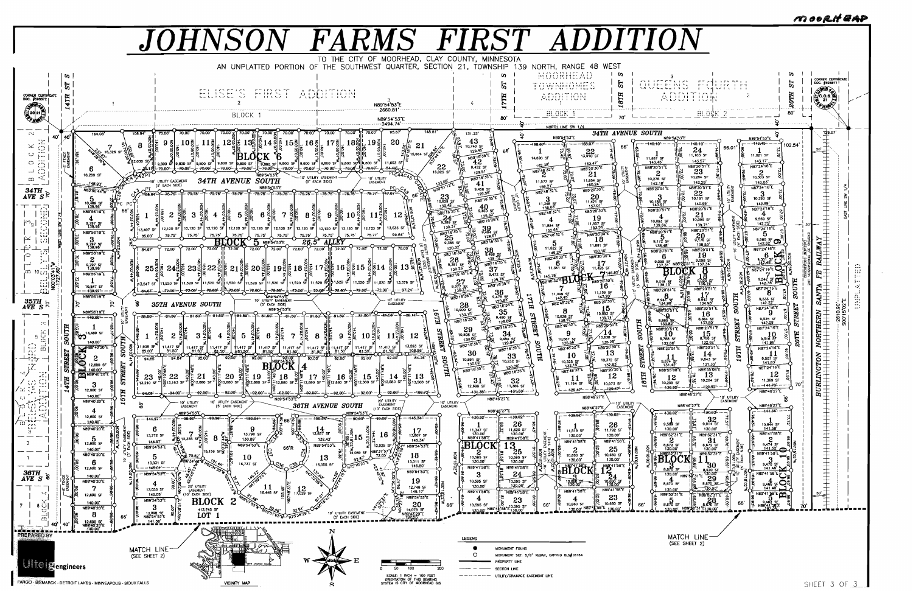MOORHEAD

# JOHNSON FARMS FIRST ADDITION

TO THE CITY OF MOORHEAD, CLAY COUNTY, MINNESOTA

AN UNPLATTED PORTION OF THE SOUTHWEST QUARTER, SECTION 21, TOWNSHIP 139 NORTH, RANGE 48 WEST

ELISE'S FIRST ADDITION — BLOCK 1

MOORHEAD TOWNHOMES ADDITION — BLOCK 1

QUEENS FOURTH ADDITION — BLOCK 2

14TH ST S — 17TH ST S — 18TH ST S — 20TH ST S

34TH AVENUE SOUTH — 35TH AVENUE SOUTH — 36TH AVENUE SOUTH

14TH STREET SOUTH — 15TH STREET SOUTH — 16TH STREET SOUTH — 17TH STREET SOUTH — 18TH STREET SOUTH — 19TH STREET SOUTH — 20TH STREET SOUTH

26.5' ALLEY

N89°54'53"E 2660.81'

N89°54'53"E 2494.74'

NORTH LINE SW 1/4

EAST LINE SW 1/4

BURLINGTON NORTHERN SANTA FE RAILWAY

UNPLATTED

CORNER CERTIFICATE DOC. #998872

CORNER CERTIFICATE DOC. #998871

BLOCK 2 — LOT 1 — 413,745 SF

MATCH LINE (SEE SHEET 2)

PREPARED BY

Ulteig engineers

FARGO · BISMARCK · DETROIT LAKES · MINNEAPOLIS · SIOUX FALLS

VICINITY MAP

## LEGEND

- ● MONUMENT FOUND
- ○ MONUMENT SET, 5/8" REBAR, CAPPED RLS#18164
- PROPERTY LINE
- SECTION LINE
- UTILITY/DRAINAGE EASEMENT LINE

SCALE: 1 INCH = 100 FEET

ORIENTATION OF THIS BEARING SYSTEM IS CITY OF MOORHEAD GIS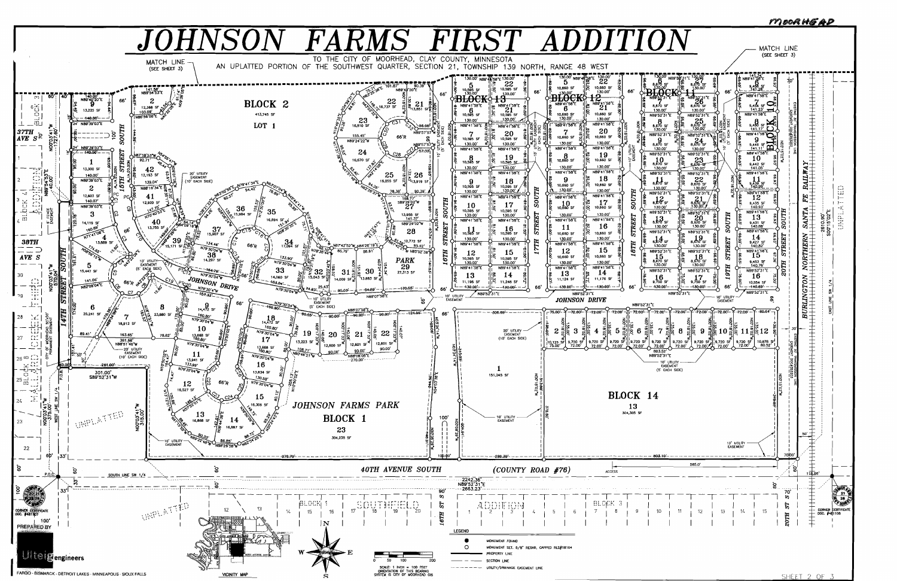MOORHEAD

# JOHNSON FARMS FIRST ADDITION

TO THE CITY OF MOORHEAD, CLAY COUNTY, MINNESOTA

AN UPLATTED PORTION OF THE SOUTHWEST QUARTER, SECTION 21, TOWNSHIP 139 NORTH, RANGE 48 WEST

MATCH LINE (SEE SHEET 3)

MATCH LINE (SEE SHEET 3)

BLOCK 2

LOT 1

413,745 SF

BLOCK 13

BLOCK 12

BLOCK 11

BLOCK 10

BLOCK 14

13

304,305 SF

JOHNSON FARMS PARK

BLOCK 1

23

304,238 SF

PARK

29

27,313 SF

1

151,245 SF

JOHNSON DRIVE

40TH AVENUE SOUTH

(COUNTY ROAD #76)

37TH AVE S

38TH AVE S

14TH STREET SOUTH

15TH STREET SOUTH

16TH STREET SOUTH

17TH STREET SOUTH

18TH STREET SOUTH

19TH STREET SOUTH

20TH STREET SOUTH

BURLINGTON NORTHERN SANTA FE RAILWAY

UNPLATTED

SOUTHFIELD ADDITION

MALLARD CREEK THIRD ADDITION

SOUTH LINE SW 1/4

WEST LINE SW 1/4

EAST LINE SW 1/4

N89°52'31"E 2242.36'

2663.23'

301.00' S89°52'31"W

N00°03'41"W 1727.60'

N00°03'41"W 570.04'

N00°03'41"W 375.00'

N00°03'41"W 315.00'

2610.90' S00°15'02"E

20' UTILITY EASEMENT (10' EACH SIDE)

10' UTILITY EASEMENT (5' EACH SIDE)

CITY OF MOORHEAD 50'x50' PERMANENT EASEMENT

CORNER CERTIFICATE DOC. #481107

CORNER CERTIFICATE DOC. #481108

P.O.B.

P.O.C.

PREPARED BY

Ulteig engineers

FARGO · BISMARCK · DETROIT LAKES · MINNEAPOLIS · SIOUX FALLS

VICINITY MAP

SCALE: 1 INCH = 100 FEET

ORIENTATION OF THIS BEARING SYSTEM IS CITY OF MOORHEAD GIS

LEGEND

- ● MONUMENT FOUND
- ○ MONUMENT SET, 5/8" REBAR, CAPPED RLS#18164
- PROPERTY LINE
- SECTION LINE
- UTILITY/DRAINAGE EASEMENT LINE